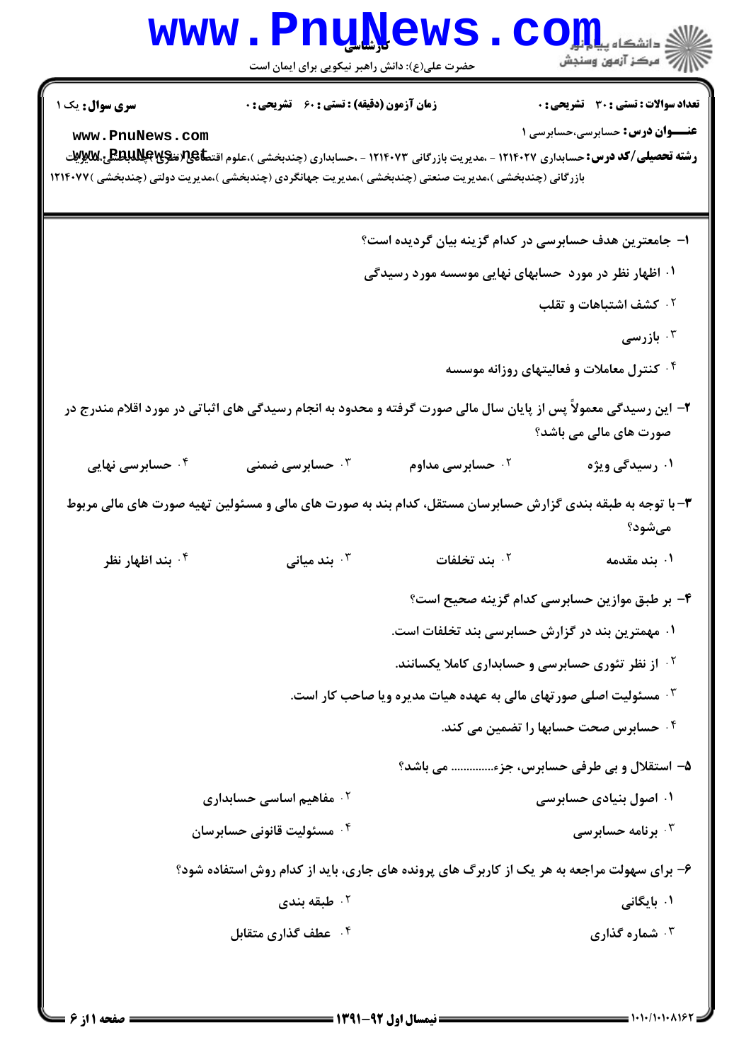کارشناسی

حضرت علی(ع): دانش راهبر نیکویی برای ایمان است

**سری سوال:** یک ۱

**زمان آزمون (دقیقه) : تستی : ۶۰ تشریحی : ۰**

**تعداد سوالات : تستی : ۳۰ تشریحی : ۰**

**عنـــوان درس:** حسابرسی،حسابرسی ۱

**رشته تحصیلی/کد درس:** حسابداری ۱۲۱۴۰۲۷ - ،مدیریت بازرگانی ۱۲۱۴۰۷۳ - ،حسابداری (چندبخشی )،علوم اقتصادی (نظری )چندبخشی،مدیریت بازرگانی (چندبخشی )،مدیریت صنعتی (چندبخشی )،مدیریت جهانگردی (چندبخشی )،مدیریت دولتی (چندبخشی )۱۲۱۴۰۷۷

**۱- جامعترین هدف حسابرسی در کدام گزینه بیان گردیده است؟**

۱. اظهار نظر در مورد حسابهای نهایی موسسه مورد رسیدگی

۲. کشف اشتباهات و تقلب

۳. بازرسی

۴. کنترل معاملات و فعالیتهای روزانه موسسه

**۲- این رسیدگی معمولاً پس از پایان سال مالی صورت گرفته و محدود به انجام رسیدگی های اثباتی در مورد اقلام مندرج در صورت های مالی می باشد؟**

۱. رسیدگی ویژه
۲. حسابرسی مداوم
۳. حسابرسی ضمنی
۴. حسابرسی نهایی

**۳- با توجه به طبقه بندی گزارش حسابرسان مستقل، کدام بند به صورت های مالی و مسئولین تهیه صورت های مالی مربوط می‌شود؟**

۱. بند مقدمه
۲. بند تخلفات
۳. بند میانی
۴. بند اظهار نظر

**۴- بر طبق موازین حسابرسی کدام گزینه صحیح است؟**

۱. مهمترین بند در گزارش حسابرسی بند تخلفات است.

۲. از نظر تئوری حسابرسی و حسابداری کاملا یکسانند.

۳. مسئولیت اصلی صورتهای مالی به عهده هیات مدیره ویا صاحب کار است.

۴. حسابرس صحت حسابها را تضمین می کند.

**۵- استقلال و بی طرفی حسابرس، جزء............. می باشد؟**

۱. اصول بنیادی حسابرسی
۲. مفاهیم اساسی حسابداری
۳. برنامه حسابرسی
۴. مسئولیت قانونی حسابرسان

**۶- برای سهولت مراجعه به هر یک از کاربرگ های پرونده های جاری، باید از کدام روش استفاده شود؟**

۱. بایگانی
۲. طبقه بندی
۳. شماره گذاری
۴. عطف گذاری متقابل

نیمسال اول ۹۲-۱۳۹۱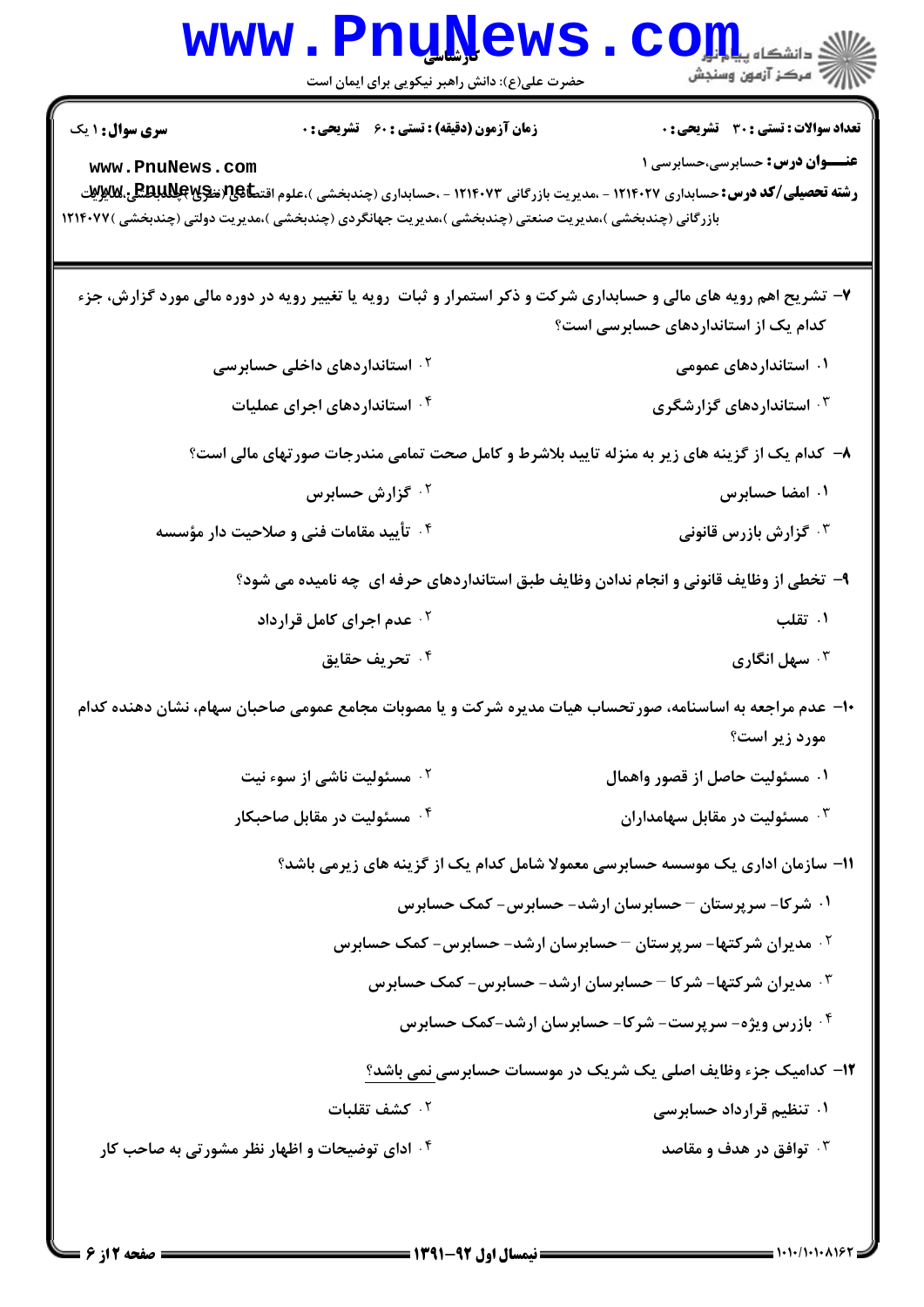**سری سوال:** ۱ یک

**زمان آزمون (دقیقه) : تستی :** ۶۰ **تشریحی :** ۰

**تعداد سوالات : تستی :** ۳۰ **تشریحی :** ۰

**عنـــوان درس:** حسابرسی،حسابرسی ۱

**رشته تحصیلی/کد درس:** حسابداری ۱۲۱۴۰۲۷ - ،مدیریت بازرگانی ۱۲۱۴۰۷۳ - ،حسابداری (چندبخشی )،علوم اقتصادی (نظری )،مدیریت بازرگانی (چندبخشی )،مدیریت صنعتی (چندبخشی )،مدیریت جهانگردی (چندبخشی )،مدیریت دولتی (چندبخشی )۱۲۱۴۰۷۷

۷- تشریح اهم رویه های مالی و حسابداری شرکت و ذکر استمرار و ثبات رویه یا تغییر رویه در دوره مالی مورد گزارش، جزء کدام یک از استانداردهای حسابرسی است؟

۱. استانداردهای عمومی

۲. استانداردهای داخلی حسابرسی

۳. استانداردهای گزارشگری

۴. استانداردهای اجرای عملیات

۸- کدام یک از گزینه های زیر به منزله تایید بلاشرط و کامل صحت تمامی مندرجات صورتهای مالی است؟

۱. امضا حسابرس

۲. گزارش حسابرس

۳. گزارش بازرس قانونی

۴. تأیید مقامات فنی و صلاحیت دار مؤسسه

۹- تخطی از وظایف قانونی و انجام ندادن وظایف طبق استانداردهای حرفه ای چه نامیده می شود؟

۱. تقلب

۲. عدم اجرای کامل قرارداد

۳. سهل انگاری

۴. تحریف حقایق

۱۰- عدم مراجعه به اساسنامه، صورتحساب هیات مدیره شرکت و یا مصوبات مجامع عمومی صاحبان سهام، نشان دهنده کدام مورد زیر است؟

۱. مسئولیت حاصل از قصور واهمال

۲. مسئولیت ناشی از سوء نیت

۳. مسئولیت در مقابل سهامداران

۴. مسئولیت در مقابل صاحبکار

۱۱- سازمان اداری یک موسسه حسابرسی معمولا شامل کدام یک از گزینه های زیرمی باشد؟

۱. شرکا- سرپرستان – حسابرسان ارشد- حسابرس- کمک حسابرس

۲. مدیران شرکتها- سرپرستان – حسابرسان ارشد- حسابرس- کمک حسابرس

۳. مدیران شرکتها- شرکا – حسابرسان ارشد- حسابرس- کمک حسابرس

۴. بازرس ویژه- سرپرست- شرکا- حسابرسان ارشد-کمک حسابرس

۱۲- کدامیک جزء وظایف اصلی یک شریک در موسسات حسابرسی نمی باشد؟

۱. تنظیم قرارداد حسابرسی

۲. کشف تقلبات

۳. توافق در هدف و مقاصد

۴. ادای توضیحات و اظهار نظر مشورتی به صاحب کار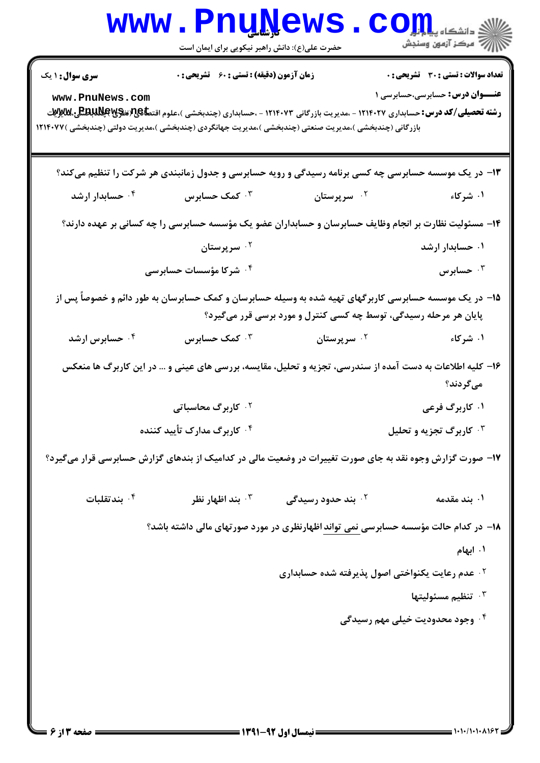۱۳- در یک موسسه حسابرسی چه کسی برنامه رسیدگی و رویه حسابرسی و جدول زمانبندی هر شرکت را تنظیم می‌کند؟

۱. شرکاء
۲. سرپرستان
۳. کمک حسابرس
۴. حسابدار ارشد

۱۴- مسئولیت نظارت بر انجام وظایف حسابرسان و حسابداران عضو یک مؤسسه حسابرسی را چه کسانی بر عهده دارند؟

۱. حسابدار ارشد
۲. سرپرستان
۳. حسابرس
۴. شرکا مؤسسات حسابرسی

۱۵- در یک موسسه حسابرسی کاربرگهای تهیه شده به وسیله حسابرسان و کمک حسابرسان به طور دائم و خصوصاً پس از پایان هر مرحله رسیدگی، توسط چه کسی کنترل و مورد بررسی قرار می‌گیرد؟

۱. شرکاء
۲. سرپرستان
۳. کمک حسابرس
۴. حسابرس ارشد

۱۶- کلیه اطلاعات به دست آمده از سندرسی، تجزیه و تحلیل، مقایسه، بررسی های عینی و ... در این کاربرگ ها منعکس می‌گردند؟

۱. کاربرگ فرعی
۲. کاربرگ محاسباتی
۳. کاربرگ تجزیه و تحلیل
۴. کاربرگ مدارک تأیید کننده

۱۷- صورت گزارش وجوه نقد به جای صورت تغییرات در وضعیت مالی در کدامیک از بندهای گزارش حسابرسی قرار می‌گیرد؟

۱. بند مقدمه
۲. بند حدود رسیدگی
۳. بند اظهار نظر
۴. بندتقلبات

۱۸- در کدام حالت مؤسسه حسابرسی نمی تواند اظهارنظری در مورد صورتهای مالی داشته باشد؟

۱. ابهام
۲. عدم رعایت یکنواختی اصول پذیرفته شده حسابداری
۳. تنظیم مسئولیتها
۴. وجود محدودیت خیلی مهم رسیدگی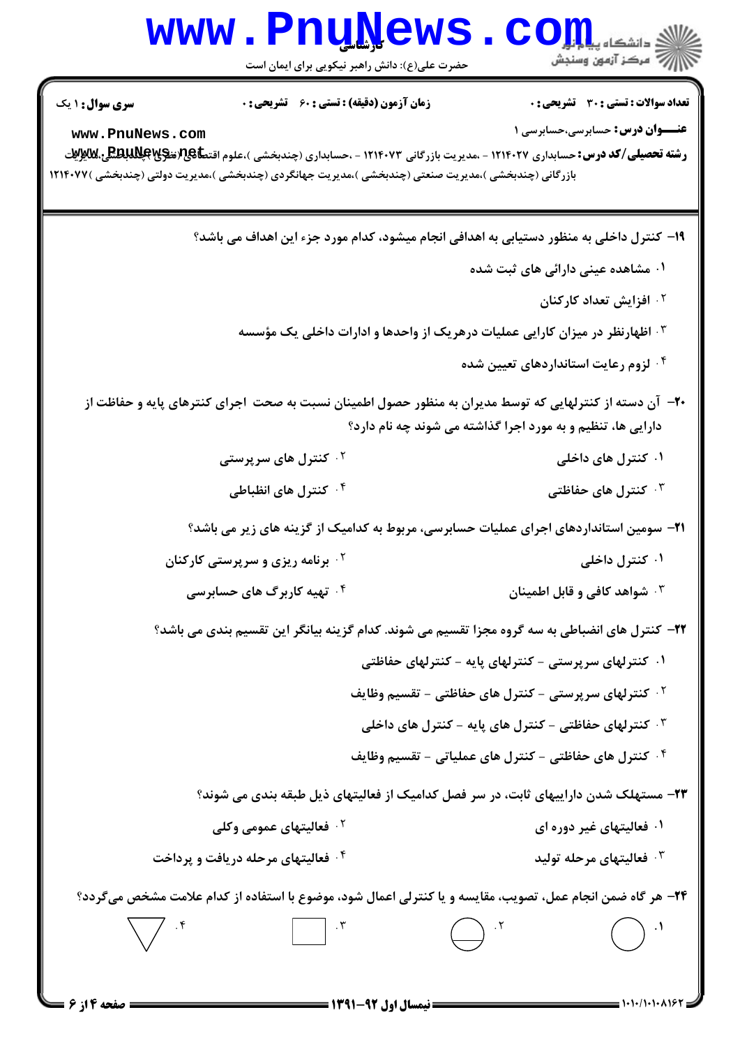**سری سوال:** ۱ یک

**زمان آزمون (دقیقه) : تستی :** ۶۰ **تشریحی :** ۰

**تعداد سوالات : تستی :** ۳۰ **تشریحی :** ۰

**عنـــوان درس :** حسابرسی،حسابرسی ۱

**رشته تحصیلی/کد درس :** حسابداری ۱۲۱۴۰۲۷ - ،مدیریت بازرگانی ۱۲۱۴۰۷۳ - ،حسابداری (چندبخشی )،علوم اقتصادی (نظری )چندبخشی ،مدیریت بازرگانی (چندبخشی )،مدیریت صنعتی (چندبخشی )،مدیریت جهانگردی (چندبخشی )،مدیریت دولتی (چندبخشی )۱۲۱۴۰۷۷

۱۹- کنترل داخلی به منظور دستیابی به اهدافی انجام میشود، کدام مورد جزء این اهداف می باشد؟

۱. مشاهده عینی دارائی های ثبت شده

۲. افزایش تعداد کارکنان

۳. اظهارنظر در میزان کارایی عملیات درهریک از واحدها و ادارات داخلی یک مؤسسه

۴. لزوم رعایت استانداردهای تعیین شده

۲۰- آن دسته از کنترلهایی که توسط مدیران به منظور حصول اطمینان نسبت به صحت اجرای کنترهای پایه و حفاظت از دارایی ها، تنظیم و به مورد اجرا گذاشته می شوند چه نام دارد؟

۱. کنترل های داخلی

۲. کنترل های سرپرستی

۳. کنترل های حفاظتی

۴. کنترل های انظباطی

۲۱- سومین استانداردهای اجرای عملیات حسابرسی، مربوط به کدامیک از گزینه های زیر می باشد؟

۱. کنترل داخلی

۲. برنامه ریزی و سرپرستی کارکنان

۳. شواهد کافی و قابل اطمینان

۴. تهیه کاربرگ های حسابرسی

۲۲- کنترل های انضباطی به سه گروه مجزا تقسیم می شوند. کدام گزینه بیانگر این تقسیم بندی می باشد؟

۱. کنترلهای سرپرستی - کنترلهای پایه - کنترلهای حفاظتی

۲. کنترلهای سرپرستی - کنترل های حفاظتی - تقسیم وظایف

۳. کنترلهای حفاظتی - کنترل های پایه - کنترل های داخلی

۴. کنترل های حفاظتی - کنترل های عملیاتی - تقسیم وظایف

۲۳- مستهلک شدن داراییهای ثابت، در سر فصل کدامیک از فعالیتهای ذیل طبقه بندی می شوند؟

۱. فعالیتهای غیر دوره ای

۲. فعالیتهای عمومی وکلی

۳. فعالیتهای مرحله تولید

۴. فعالیتهای مرحله دریافت و پرداخت

۲۴- هر گاه ضمن انجام عمل، تصویب، مقایسه و یا کنترلی اعمال شود، موضوع با استفاده از کدام علامت مشخص میگردد؟

۱. ○ (دایره)

۲. ⊖ (دایره با خط افقی)

۳. □ (مربع)

۴. ▽ (مثلث وارونه)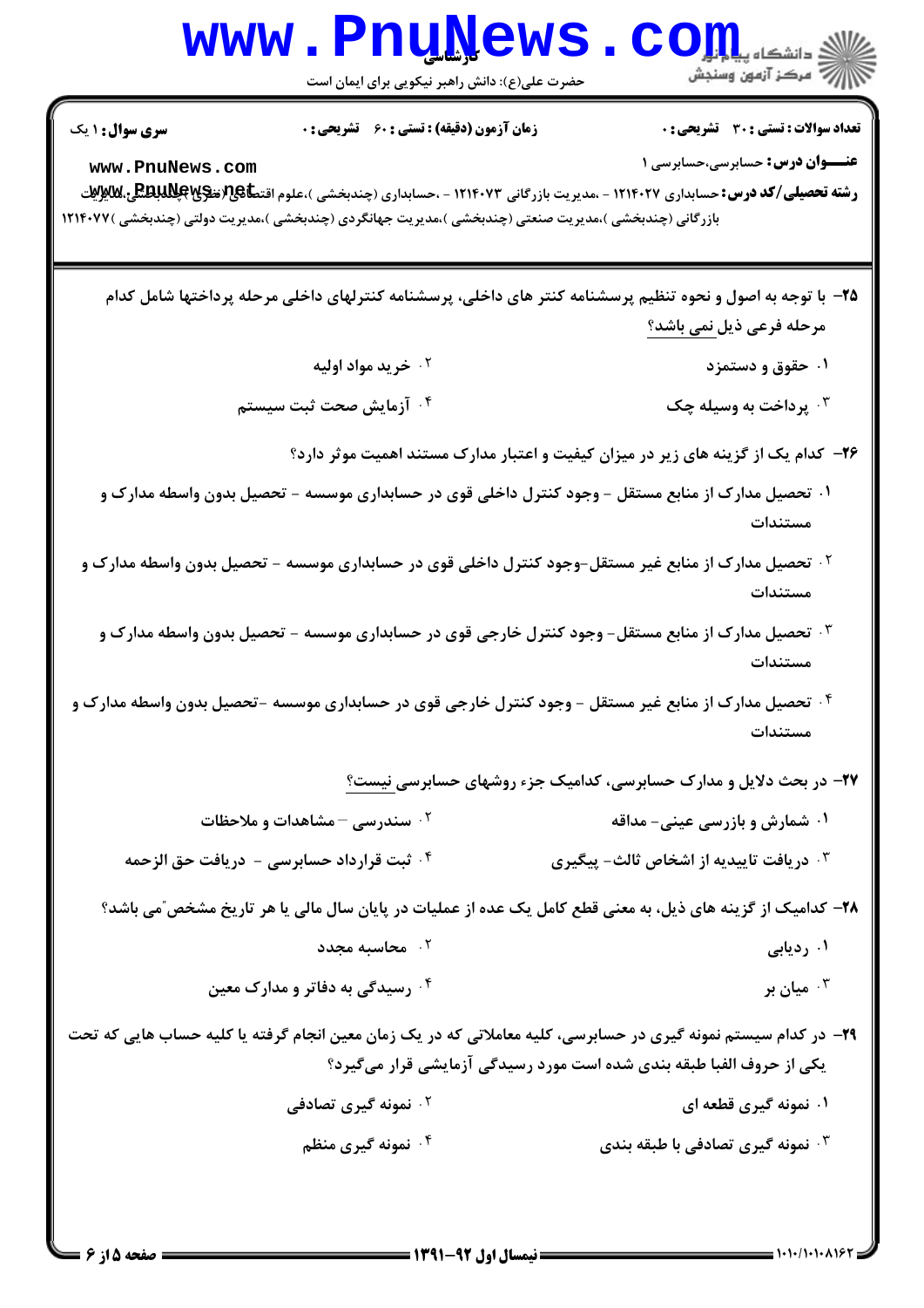**سری سوال:** ۱ یک

**زمان آزمون (دقیقه) : تستی : ۶۰ تشریحی : ۰**

**تعداد سوالات : تستی : ۳۰ تشریحی : ۰**

**عنـــوان درس:** حسابرسی،حسابرسی ۱

**رشته تحصیلی/کد درس:** حسابداری ۱۲۱۴۰۲۷ - ،مدیریت بازرگانی ۱۲۱۴۰۷۳ - ،حسابداری (چندبخشی )،علوم اقتصادی (نظری )چندبخشی،مدیریت بازرگانی (چندبخشی )،مدیریت صنعتی (چندبخشی )،مدیریت جهانگردی (چندبخشی )،مدیریت دولتی (چندبخشی )۱۲۱۴۰۷۷

**۲۵-** با توجه به اصول و نحوه تنظیم پرسشنامه کنتر های داخلی، پرسشنامه کنترلهای داخلی مرحله پرداختها شامل کدام مرحله فرعی ذیل نمی باشد؟

۱. حقوق و دستمزد

۲. خرید مواد اولیه

۳. پرداخت به وسیله چک

۴. آزمایش صحت ثبت سیستم

**۲۶-** کدام یک از گزینه های زیر در میزان کیفیت و اعتبار مدارک مستند اهمیت موثر دارد؟

۱. تحصیل مدارک از منابع مستقل - وجود کنترل داخلی قوی در حسابداری موسسه - تحصیل بدون واسطه مدارک و مستندات

۲. تحصیل مدارک از منابع غیر مستقل-وجود کنترل داخلی قوی در حسابداری موسسه - تحصیل بدون واسطه مدارک و مستندات

۳. تحصیل مدارک از منابع مستقل- وجود کنترل خارجی قوی در حسابداری موسسه - تحصیل بدون واسطه مدارک و مستندات

۴. تحصیل مدارک از منابع غیر مستقل - وجود کنترل خارجی قوی در حسابداری موسسه -تحصیل بدون واسطه مدارک و مستندات

**۲۷-** در بحث دلایل و مدارک حسابرسی، کدامیک جزء روشهای حسابرسی نیست؟

۱. شمارش و بازرسی عینی- مداقه

۲. سندرسی – مشاهدات و ملاحظات

۳. دریافت تاییدیه از اشخاص ثالث- پیگیری

۴. ثبت قرارداد حسابرسی - دریافت حق الزحمه

**۲۸-** کدامیک از گزینه های ذیل، به معنی قطع کامل یک عده از عملیات در پایان سال مالی یا هر تاریخ مشخص"می باشد؟

۱. ردیابی

۲. محاسبه مجدد

۳. میان بر

۴. رسیدگی به دفاتر و مدارک معین

**۲۹-** در کدام سیستم نمونه گیری در حسابرسی، کلیه معاملاتی که در یک زمان معین انجام گرفته یا کلیه حساب هایی که تحت یکی از حروف الفبا طبقه بندی شده است مورد رسیدگی آزمایشی قرار میگیرد؟

۱. نمونه گیری قطعه ای

۲. نمونه گیری تصادفی

۳. نمونه گیری تصادفی با طبقه بندی

۴. نمونه گیری منظم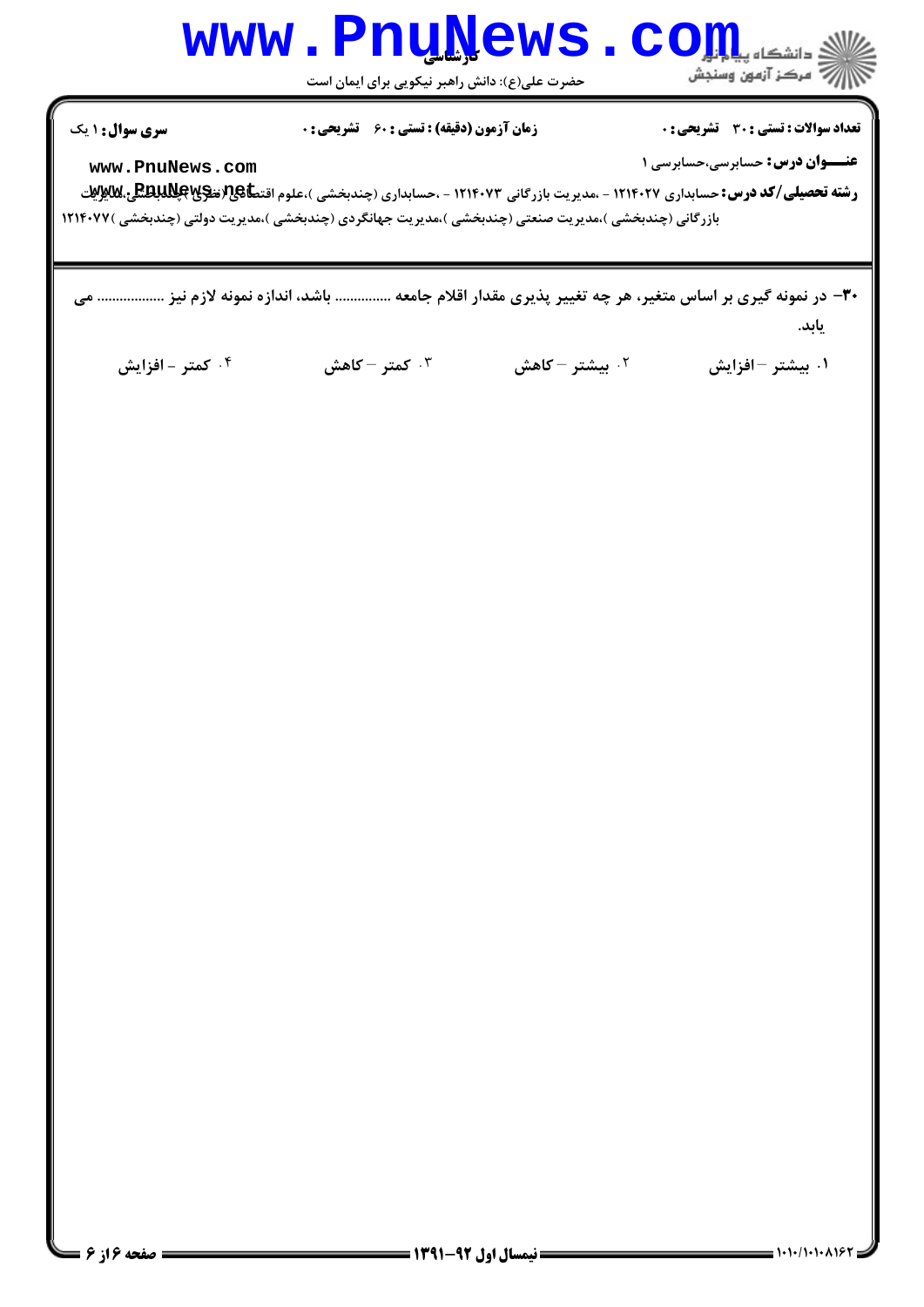**۳۰-** در نمونه گیری بر اساس متغیر، هر چه تغییر پذیری مقدار اقلام جامعه .............. باشد، اندازه نمونه لازم نیز ................. می یابد.

۱. بیشتر – افزایش

۲. بیشتر – کاهش

۳. کمتر – کاهش

۴. کمتر – افزایش